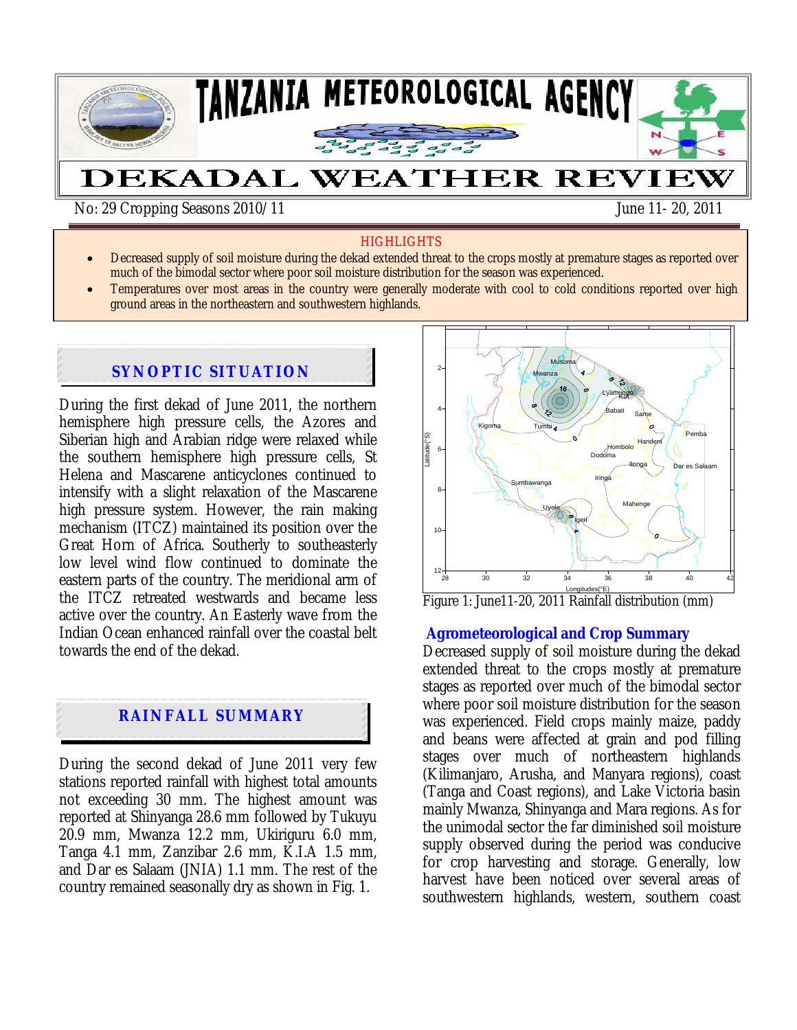# TANZANIA METEOROLOGICAL AGENCY

# DEKADAL WEATHER REVIEW

No: 29 Cropping Seasons 2010/11 June 11- 20, 2011

**HIGHLIGHTS**

- Decreased supply of soil moisture during the dekad extended threat to the crops mostly at premature stages as reported over much of the bimodal sector where poor soil moisture distribution for the season was experienced.
- Temperatures over most areas in the country were generally moderate with cool to cold conditions reported over high ground areas in the northeastern and southwestern highlands.

## SYNOPTIC SITUATION

During the first dekad of June 2011, the northern hemisphere high pressure cells, the Azores and Siberian high and Arabian ridge were relaxed while the southern hemisphere high pressure cells, St Helena and Mascarene anticyclones continued to intensify with a slight relaxation of the Mascarene high pressure system. However, the rain making mechanism (ITCZ) maintained its position over the Great Horn of Africa. Southerly to southeasterly low level wind flow continued to dominate the eastern parts of the country. The meridional arm of the ITCZ retreated westwards and became less active over the country. An Easterly wave from the Indian Ocean enhanced rainfall over the coastal belt towards the end of the dekad.

## RAINFALL SUMMARY

During the second dekad of June 2011 very few stations reported rainfall with highest total amounts not exceeding 30 mm. The highest amount was reported at Shinyanga 28.6 mm followed by Tukuyu 20.9 mm, Mwanza 12.2 mm, Ukiriguru 6.0 mm, Tanga 4.1 mm, Zanzibar 2.6 mm, K.I.A 1.5 mm, and Dar es Salaam (JNIA) 1.1 mm. The rest of the country remained seasonally dry as shown in Fig. 1.

Figure 1: June11-20, 2011 Rainfall distribution (mm)

## Agrometeorological and Crop Summary

Decreased supply of soil moisture during the dekad extended threat to the crops mostly at premature stages as reported over much of the bimodal sector where poor soil moisture distribution for the season was experienced. Field crops mainly maize, paddy and beans were affected at grain and pod filling stages over much of northeastern highlands (Kilimanjaro, Arusha, and Manyara regions), coast (Tanga and Coast regions), and Lake Victoria basin mainly Mwanza, Shinyanga and Mara regions. As for the unimodal sector the far diminished soil moisture supply observed during the period was conducive for crop harvesting and storage. Generally, low harvest have been noticed over several areas of southwestern highlands, western, southern coast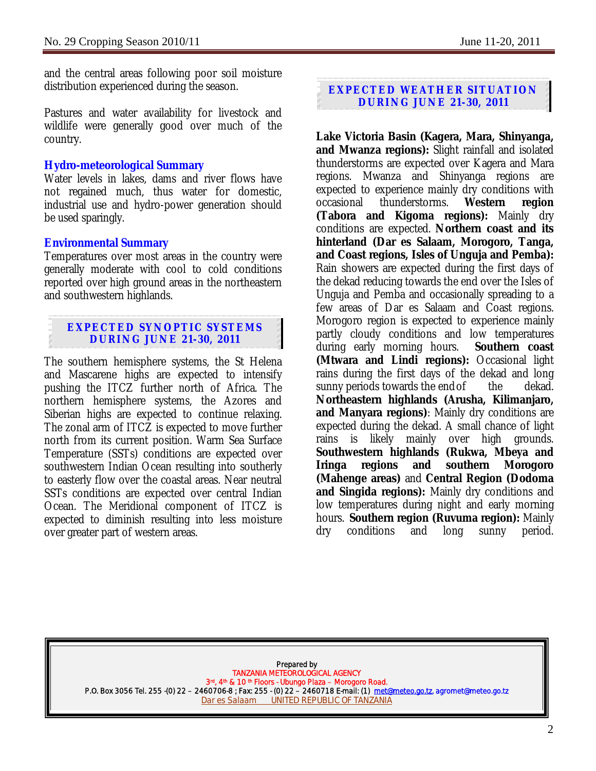and the central areas following poor soil moisture distribution experienced during the season.

Pastures and water availability for livestock and wildlife were generally good over much of the country.

## Hydro-meteorological Summary

Water levels in lakes, dams and river flows have not regained much, thus water for domestic, industrial use and hydro-power generation should be used sparingly.

## Environmental Summary

Temperatures over most areas in the country were generally moderate with cool to cold conditions reported over high ground areas in the northeastern and southwestern highlands.

## EXPECTED SYNOPTIC SYSTEMS DURING JUNE 21-30, 2011

The southern hemisphere systems, the St Helena and Mascarene highs are expected to intensify pushing the ITCZ further north of Africa. The northern hemisphere systems, the Azores and Siberian highs are expected to continue relaxing. The zonal arm of ITCZ is expected to move further north from its current position. Warm Sea Surface Temperature (SSTs) conditions are expected over southwestern Indian Ocean resulting into southerly to easterly flow over the coastal areas. Near neutral SSTs conditions are expected over central Indian Ocean. The Meridional component of ITCZ is expected to diminish resulting into less moisture over greater part of western areas.

## EXPECTED WEATHER SITUATION DURING JUNE 21-30, 2011

**Lake Victoria Basin (Kagera, Mara, Shinyanga, and Mwanza regions):** Slight rainfall and isolated thunderstorms are expected over Kagera and Mara regions. Mwanza and Shinyanga regions are expected to experience mainly dry conditions with occasional thunderstorms. **Western region (Tabora and Kigoma regions):** Mainly dry conditions are expected. **Northern coast and its hinterland (Dar es Salaam, Morogoro, Tanga, and Coast regions, Isles of Unguja and Pemba):** Rain showers are expected during the first days of the dekad reducing towards the end over the Isles of Unguja and Pemba and occasionally spreading to a few areas of Dar es Salaam and Coast regions. Morogoro region is expected to experience mainly partly cloudy conditions and low temperatures during early morning hours. **Southern coast (Mtwara and Lindi regions):** Occasional light rains during the first days of the dekad and long sunny periods towards the end of the dekad. **Northeastern highlands (Arusha, Kilimanjaro, and Manyara regions)**: Mainly dry conditions are expected during the dekad. A small chance of light rains is likely mainly over high grounds. **Southwestern highlands (Rukwa, Mbeya and Iringa regions and southern Morogoro (Mahenge areas)** and **Central Region (Dodoma and Singida regions):** Mainly dry conditions and low temperatures during night and early morning hours. **Southern region (Ruvuma region):** Mainly dry conditions and long sunny period.

Prepared by
TANZANIA METEOROLOGICAL AGENCY
3rd, 4th & 10th Floors - Ubungo Plaza – Morogoro Road.
P.O. Box 3056 Tel. 255 -(0) 22 – 2460706-8 ; Fax: 255 - (0) 22 – 2460718 E-mail: (1) met@meteo.go.tz, agromet@meteo.go.tz
Dar es Salaam UNITED REPUBLIC OF TANZANIA